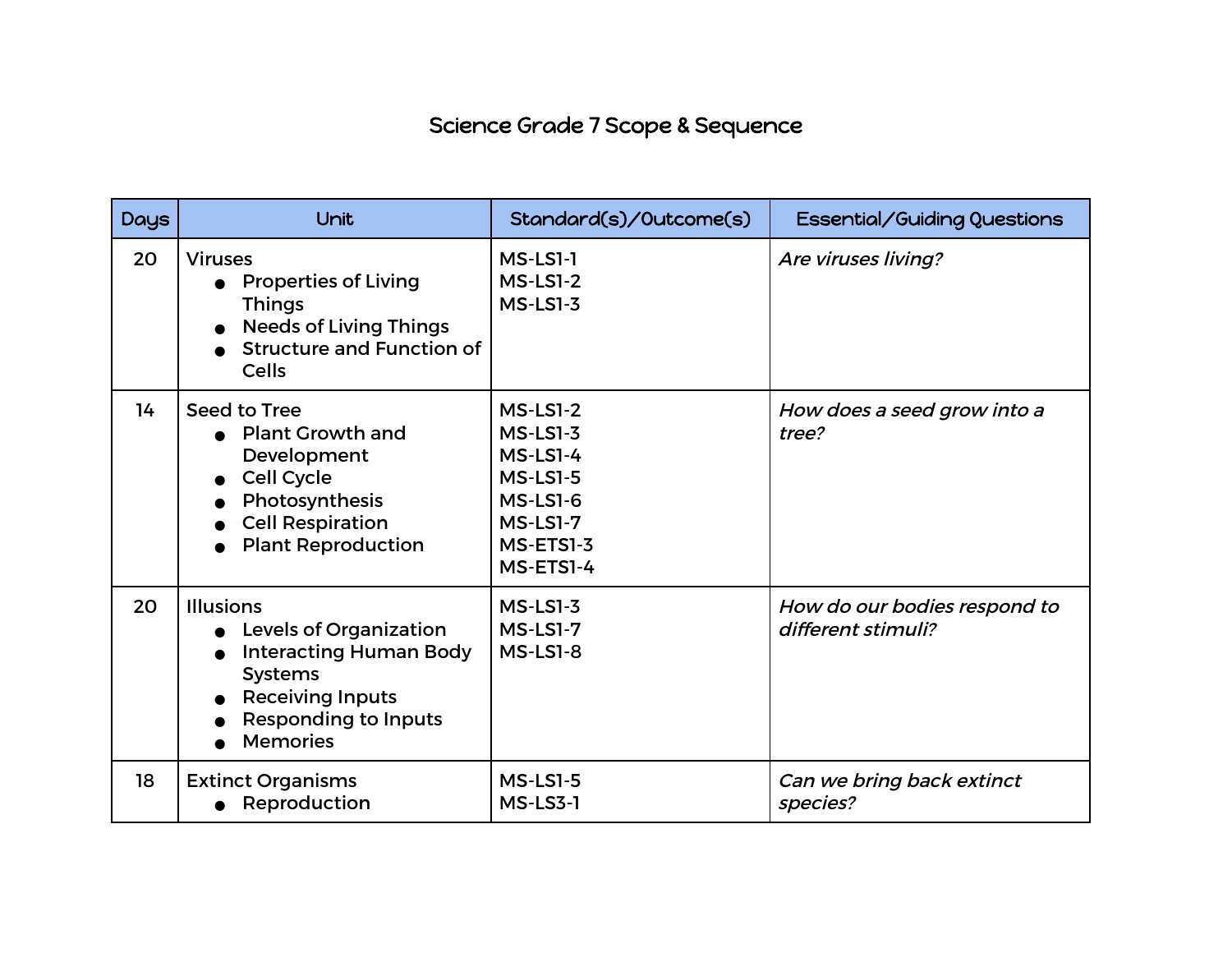# Science Grade 7 Scope & Sequence

| Days | Unit | Standard(s)/Outcome(s) | Essential/Guiding Questions |
|---|---|---|---|
| 20 | Viruses<br>• Properties of Living Things<br>• Needs of Living Things<br>• Structure and Function of Cells | MS-LS1-1<br>MS-LS1-2<br>MS-LS1-3 | *Are viruses living?* |
| 14 | Seed to Tree<br>• Plant Growth and Development<br>• Cell Cycle<br>• Photosynthesis<br>• Cell Respiration<br>• Plant Reproduction | MS-LS1-2<br>MS-LS1-3<br>MS-LS1-4<br>MS-LS1-5<br>MS-LS1-6<br>MS-LS1-7<br>MS-ETS1-3<br>MS-ETS1-4 | *How does a seed grow into a tree?* |
| 20 | Illusions<br>• Levels of Organization<br>• Interacting Human Body Systems<br>• Receiving Inputs<br>• Responding to Inputs<br>• Memories | MS-LS1-3<br>MS-LS1-7<br>MS-LS1-8 | *How do our bodies respond to different stimuli?* |
| 18 | Extinct Organisms<br>• Reproduction | MS-LS1-5<br>MS-LS3-1 | *Can we bring back extinct species?* |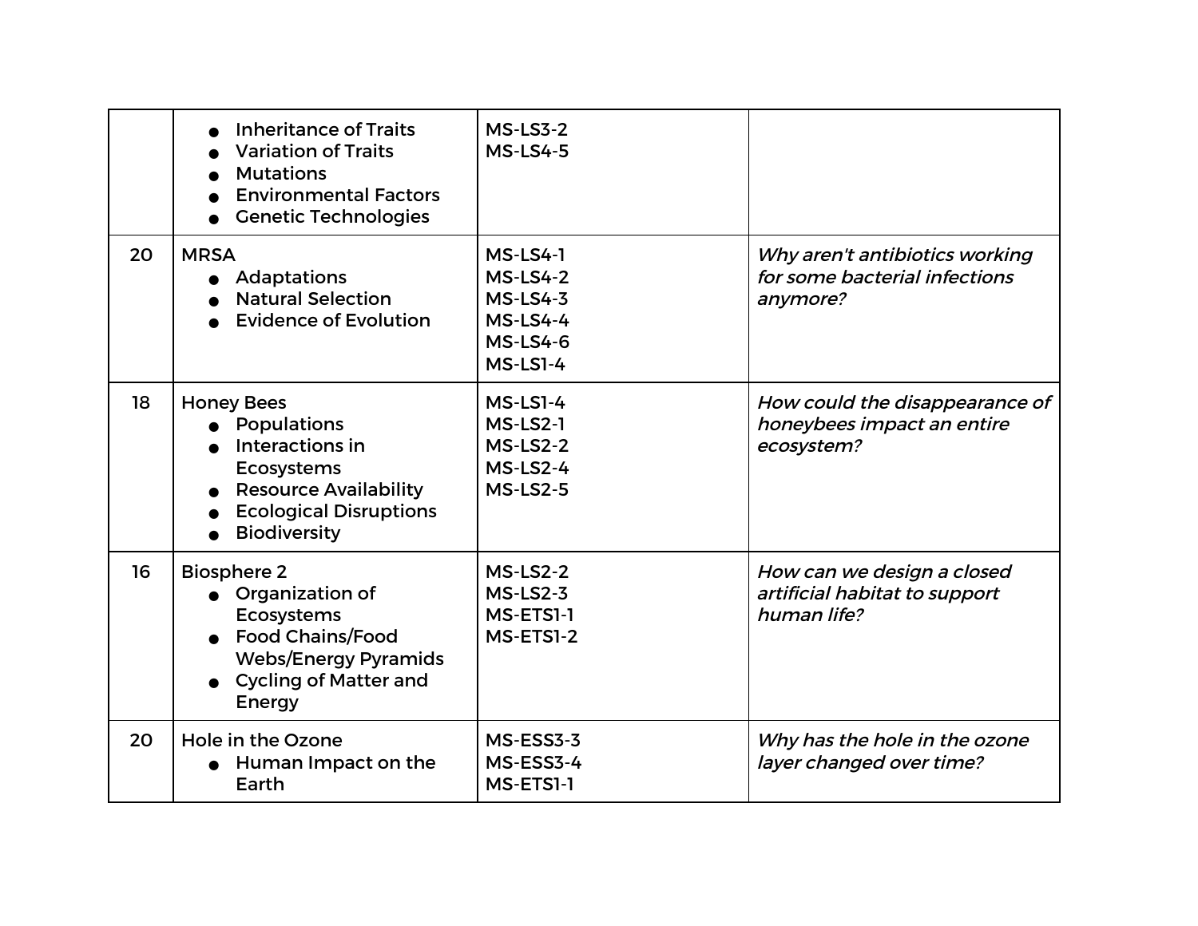| | | | |
|---|---|---|---|
| | • Inheritance of Traits<br>• Variation of Traits<br>• Mutations<br>• Environmental Factors<br>• Genetic Technologies | MS-LS3-2<br>MS-LS4-5 | |
| 20 | MRSA<br>• Adaptations<br>• Natural Selection<br>• Evidence of Evolution | MS-LS4-1<br>MS-LS4-2<br>MS-LS4-3<br>MS-LS4-4<br>MS-LS4-6<br>MS-LS1-4 | *Why aren't antibiotics working for some bacterial infections anymore?* |
| 18 | Honey Bees<br>• Populations<br>• Interactions in Ecosystems<br>• Resource Availability<br>• Ecological Disruptions<br>• Biodiversity | MS-LS1-4<br>MS-LS2-1<br>MS-LS2-2<br>MS-LS2-4<br>MS-LS2-5 | *How could the disappearance of honeybees impact an entire ecosystem?* |
| 16 | Biosphere 2<br>• Organization of Ecosystems<br>• Food Chains/Food Webs/Energy Pyramids<br>• Cycling of Matter and Energy | MS-LS2-2<br>MS-LS2-3<br>MS-ETS1-1<br>MS-ETS1-2 | *How can we design a closed artificial habitat to support human life?* |
| 20 | Hole in the Ozone<br>• Human Impact on the Earth | MS-ESS3-3<br>MS-ESS3-4<br>MS-ETS1-1 | *Why has the hole in the ozone layer changed over time?* |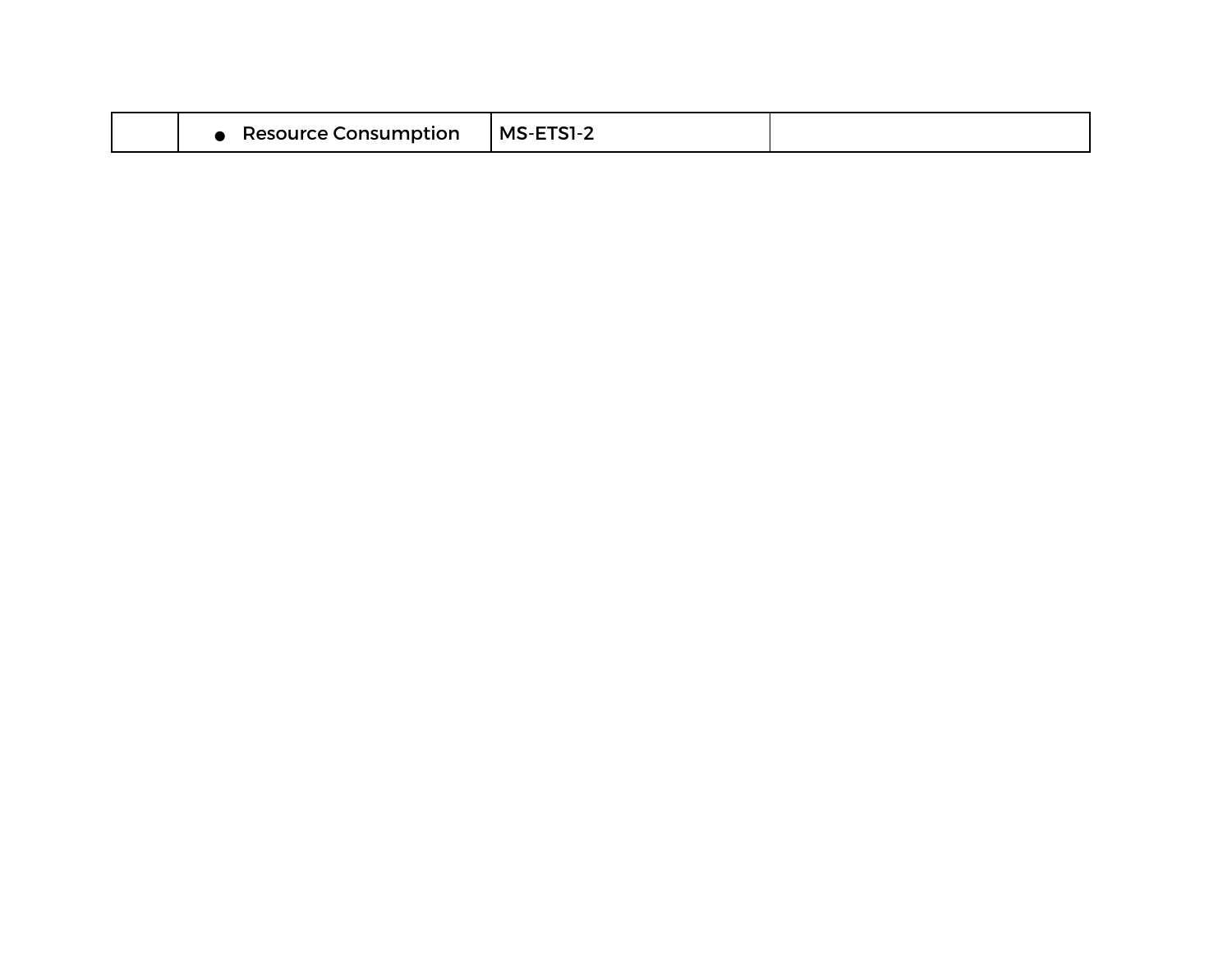| | | | |
|---|---|---|---|
| | • Resource Consumption | MS-ETS1-2 | |